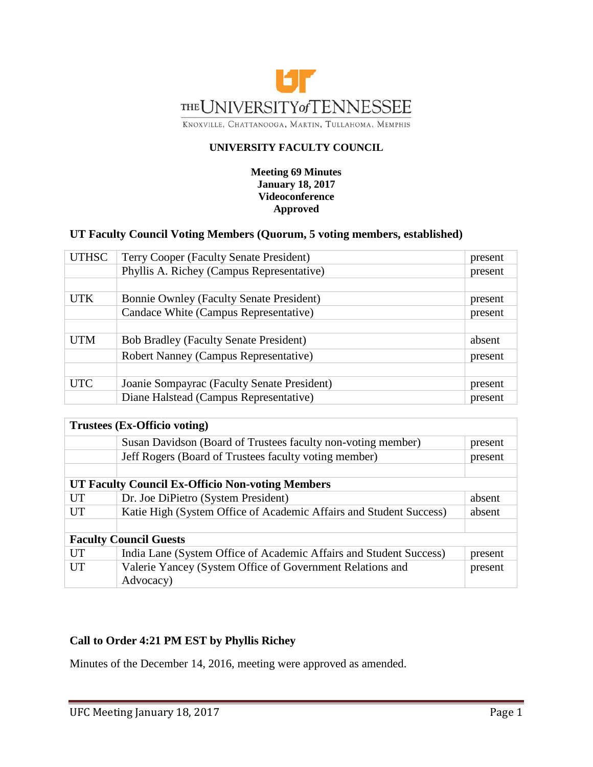THE UNIVERSITY of TENNESSEE

KNOXVILLE, CHATTANOOGA, MARTIN, TULLAHOMA, MEMPHIS

# UNIVERSITY FACULTY COUNCIL

**Meeting 69 Minutes**
**January 18, 2017**
**Videoconference**
**Approved**

## UT Faculty Council Voting Members (Quorum, 5 voting members, established)

| | | |
|---|---|---|
| UTHSC | Terry Cooper (Faculty Senate President) | present |
| | Phyllis A. Richey (Campus Representative) | present |
| | | |
| UTK | Bonnie Ownley (Faculty Senate President) | present |
| | Candace White (Campus Representative) | present |
| | | |
| UTM | Bob Bradley (Faculty Senate President) | absent |
| | Robert Nanney (Campus Representative) | present |
| | | |
| UTC | Joanie Sompayrac (Faculty Senate President) | present |
| | Diane Halstead (Campus Representative) | present |

| | | |
|---|---|---|
| **Trustees (Ex-Officio voting)** | | |
| | Susan Davidson (Board of Trustees faculty non-voting member) | present |
| | Jeff Rogers (Board of Trustees faculty voting member) | present |
| | | |
| **UT Faculty Council Ex-Officio Non-voting Members** | | |
| UT | Dr. Joe DiPietro (System President) | absent |
| UT | Katie High (System Office of Academic Affairs and Student Success) | absent |
| | | |
| **Faculty Council Guests** | | |
| UT | India Lane (System Office of Academic Affairs and Student Success) | present |
| UT | Valerie Yancey (System Office of Government Relations and Advocacy) | present |

**Call to Order 4:21 PM EST by Phyllis Richey**

Minutes of the December 14, 2016, meeting were approved as amended.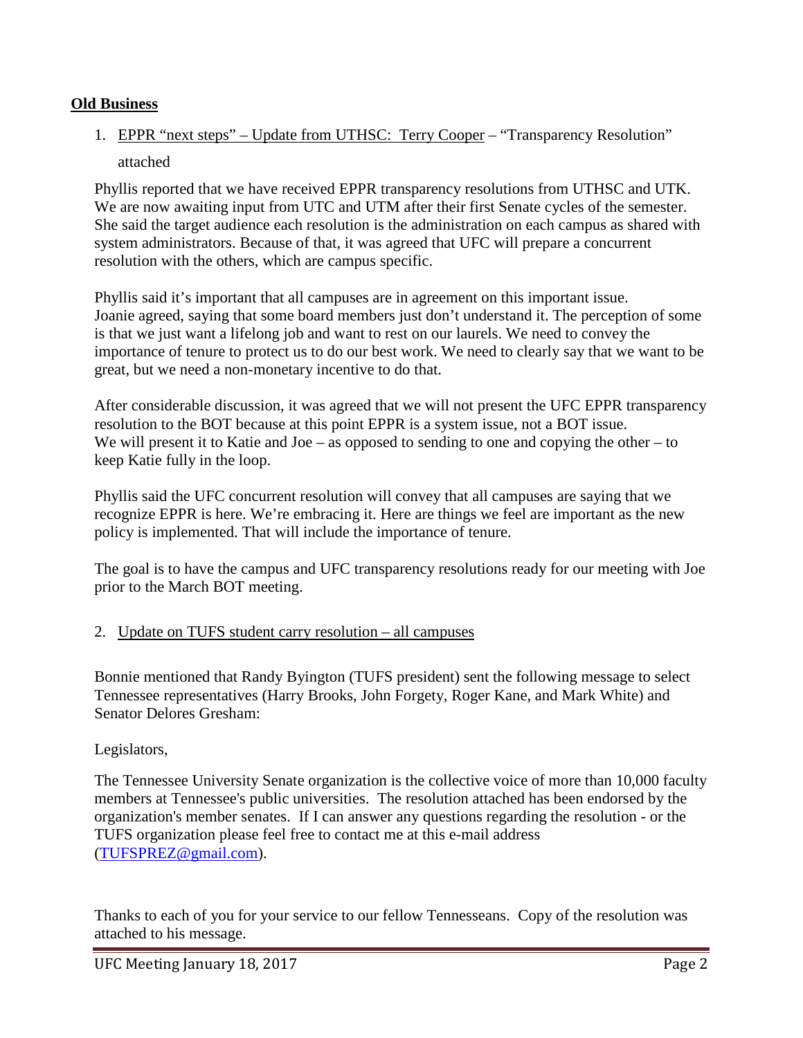**Old Business**

1. EPPR "next steps" – Update from UTHSC: Terry Cooper – "Transparency Resolution" attached

Phyllis reported that we have received EPPR transparency resolutions from UTHSC and UTK. We are now awaiting input from UTC and UTM after their first Senate cycles of the semester. She said the target audience each resolution is the administration on each campus as shared with system administrators. Because of that, it was agreed that UFC will prepare a concurrent resolution with the others, which are campus specific.

Phyllis said it's important that all campuses are in agreement on this important issue. Joanie agreed, saying that some board members just don't understand it. The perception of some is that we just want a lifelong job and want to rest on our laurels. We need to convey the importance of tenure to protect us to do our best work. We need to clearly say that we want to be great, but we need a non-monetary incentive to do that.

After considerable discussion, it was agreed that we will not present the UFC EPPR transparency resolution to the BOT because at this point EPPR is a system issue, not a BOT issue. We will present it to Katie and Joe – as opposed to sending to one and copying the other – to keep Katie fully in the loop.

Phyllis said the UFC concurrent resolution will convey that all campuses are saying that we recognize EPPR is here. We're embracing it. Here are things we feel are important as the new policy is implemented. That will include the importance of tenure.

The goal is to have the campus and UFC transparency resolutions ready for our meeting with Joe prior to the March BOT meeting.

2. Update on TUFS student carry resolution – all campuses

Bonnie mentioned that Randy Byington (TUFS president) sent the following message to select Tennessee representatives (Harry Brooks, John Forgety, Roger Kane, and Mark White) and Senator Delores Gresham:

Legislators,

The Tennessee University Senate organization is the collective voice of more than 10,000 faculty members at Tennessee's public universities. The resolution attached has been endorsed by the organization's member senates. If I can answer any questions regarding the resolution - or the TUFS organization please feel free to contact me at this e-mail address (TUFSPREZ@gmail.com).

Thanks to each of you for your service to our fellow Tennesseans. Copy of the resolution was attached to his message.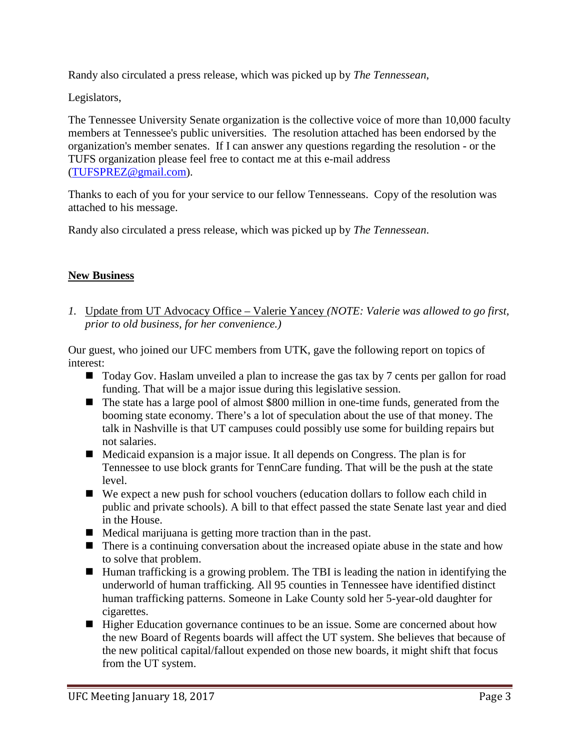Randy also circulated a press release, which was picked up by *The Tennessean*,

Legislators,

The Tennessee University Senate organization is the collective voice of more than 10,000 faculty members at Tennessee's public universities. The resolution attached has been endorsed by the organization's member senates. If I can answer any questions regarding the resolution - or the TUFS organization please feel free to contact me at this e-mail address (TUFSPREZ@gmail.com).

Thanks to each of you for your service to our fellow Tennesseans. Copy of the resolution was attached to his message.

Randy also circulated a press release, which was picked up by *The Tennessean*.

**New Business**

*1.* Update from UT Advocacy Office – Valerie Yancey *(NOTE: Valerie was allowed to go first, prior to old business, for her convenience.)*

Our guest, who joined our UFC members from UTK, gave the following report on topics of interest:

- Today Gov. Haslam unveiled a plan to increase the gas tax by 7 cents per gallon for road funding. That will be a major issue during this legislative session.
- The state has a large pool of almost $800 million in one-time funds, generated from the booming state economy. There's a lot of speculation about the use of that money. The talk in Nashville is that UT campuses could possibly use some for building repairs but not salaries.
- Medicaid expansion is a major issue. It all depends on Congress. The plan is for Tennessee to use block grants for TennCare funding. That will be the push at the state level.
- We expect a new push for school vouchers (education dollars to follow each child in public and private schools). A bill to that effect passed the state Senate last year and died in the House.
- Medical marijuana is getting more traction than in the past.
- There is a continuing conversation about the increased opiate abuse in the state and how to solve that problem.
- Human trafficking is a growing problem. The TBI is leading the nation in identifying the underworld of human trafficking. All 95 counties in Tennessee have identified distinct human trafficking patterns. Someone in Lake County sold her 5-year-old daughter for cigarettes.
- Higher Education governance continues to be an issue. Some are concerned about how the new Board of Regents boards will affect the UT system. She believes that because of the new political capital/fallout expended on those new boards, it might shift that focus from the UT system.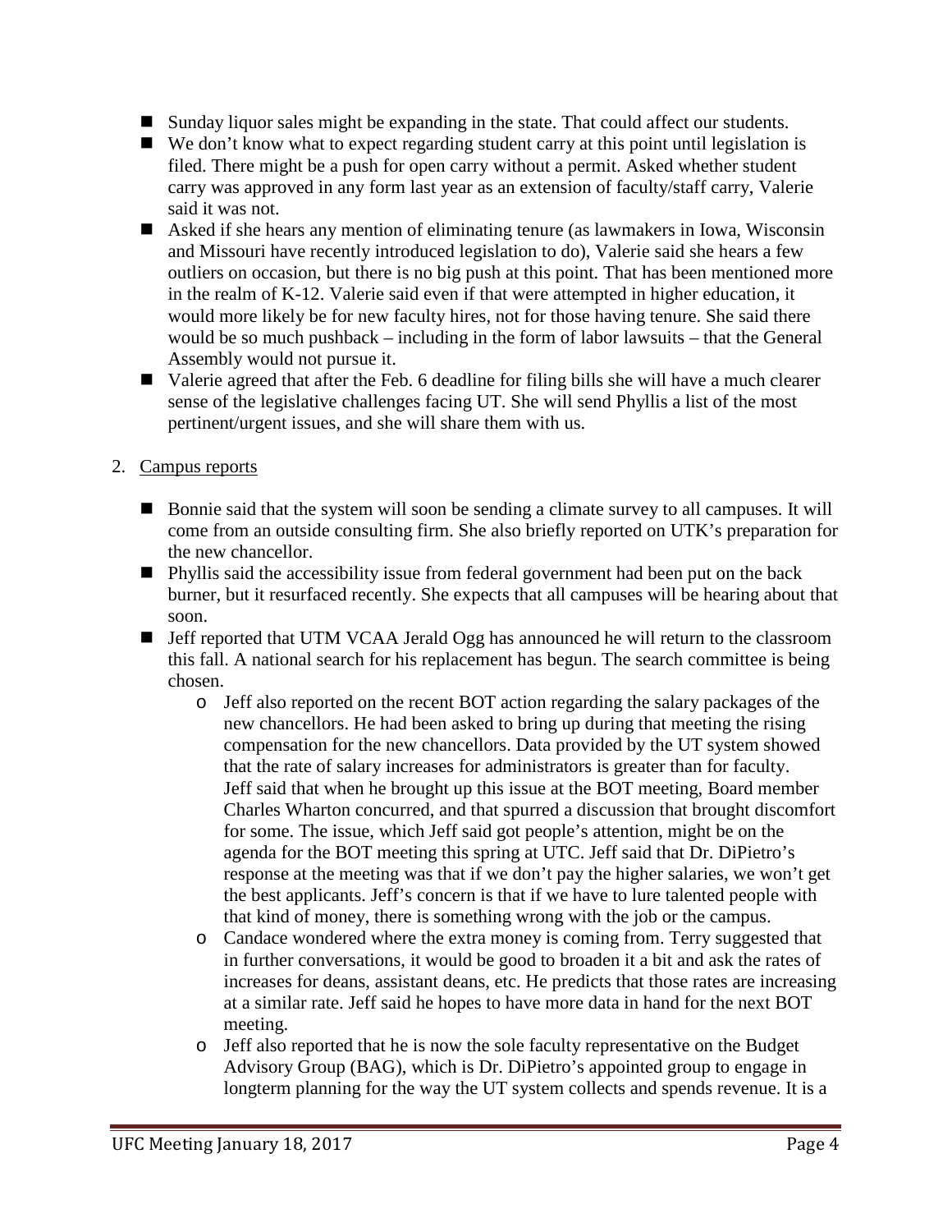- Sunday liquor sales might be expanding in the state. That could affect our students.
- We don't know what to expect regarding student carry at this point until legislation is filed. There might be a push for open carry without a permit. Asked whether student carry was approved in any form last year as an extension of faculty/staff carry, Valerie said it was not.
- Asked if she hears any mention of eliminating tenure (as lawmakers in Iowa, Wisconsin and Missouri have recently introduced legislation to do), Valerie said she hears a few outliers on occasion, but there is no big push at this point. That has been mentioned more in the realm of K-12. Valerie said even if that were attempted in higher education, it would more likely be for new faculty hires, not for those having tenure. She said there would be so much pushback – including in the form of labor lawsuits – that the General Assembly would not pursue it.
- Valerie agreed that after the Feb. 6 deadline for filing bills she will have a much clearer sense of the legislative challenges facing UT. She will send Phyllis a list of the most pertinent/urgent issues, and she will share them with us.

2. Campus reports

- Bonnie said that the system will soon be sending a climate survey to all campuses. It will come from an outside consulting firm. She also briefly reported on UTK's preparation for the new chancellor.
- Phyllis said the accessibility issue from federal government had been put on the back burner, but it resurfaced recently. She expects that all campuses will be hearing about that soon.
- Jeff reported that UTM VCAA Jerald Ogg has announced he will return to the classroom this fall. A national search for his replacement has begun. The search committee is being chosen.
    - Jeff also reported on the recent BOT action regarding the salary packages of the new chancellors. He had been asked to bring up during that meeting the rising compensation for the new chancellors. Data provided by the UT system showed that the rate of salary increases for administrators is greater than for faculty. Jeff said that when he brought up this issue at the BOT meeting, Board member Charles Wharton concurred, and that spurred a discussion that brought discomfort for some. The issue, which Jeff said got people's attention, might be on the agenda for the BOT meeting this spring at UTC. Jeff said that Dr. DiPietro's response at the meeting was that if we don't pay the higher salaries, we won't get the best applicants. Jeff's concern is that if we have to lure talented people with that kind of money, there is something wrong with the job or the campus.
    - Candace wondered where the extra money is coming from. Terry suggested that in further conversations, it would be good to broaden it a bit and ask the rates of increases for deans, assistant deans, etc. He predicts that those rates are increasing at a similar rate. Jeff said he hopes to have more data in hand for the next BOT meeting.
    - Jeff also reported that he is now the sole faculty representative on the Budget Advisory Group (BAG), which is Dr. DiPietro's appointed group to engage in longterm planning for the way the UT system collects and spends revenue. It is a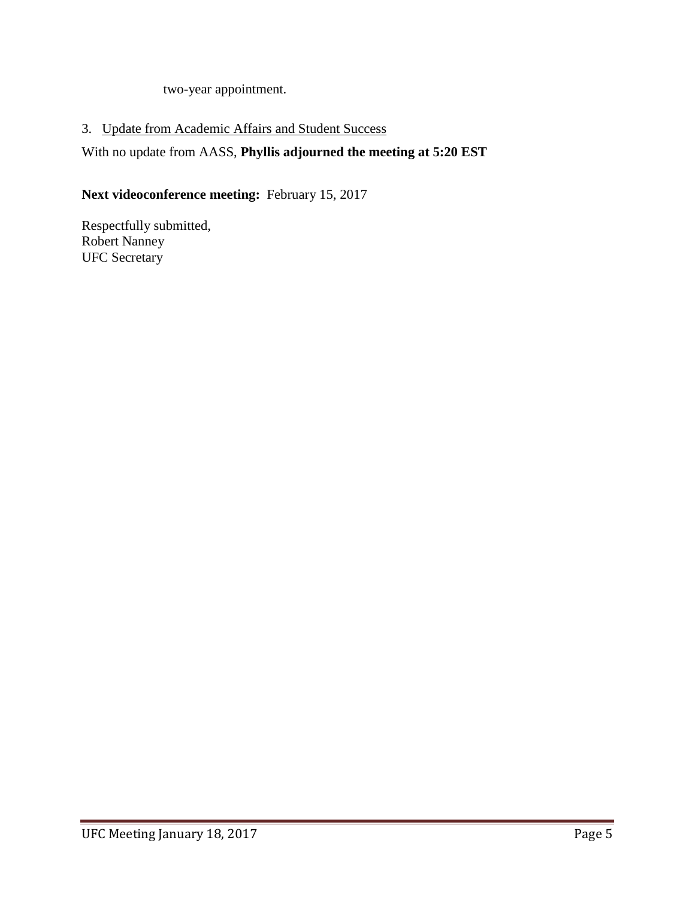two-year appointment.

3. <u>Update from Academic Affairs and Student Success</u>

With no update from AASS, **Phyllis adjourned the meeting at 5:20 EST**

**Next videoconference meeting:** February 15, 2017

Respectfully submitted,
Robert Nanney
UFC Secretary